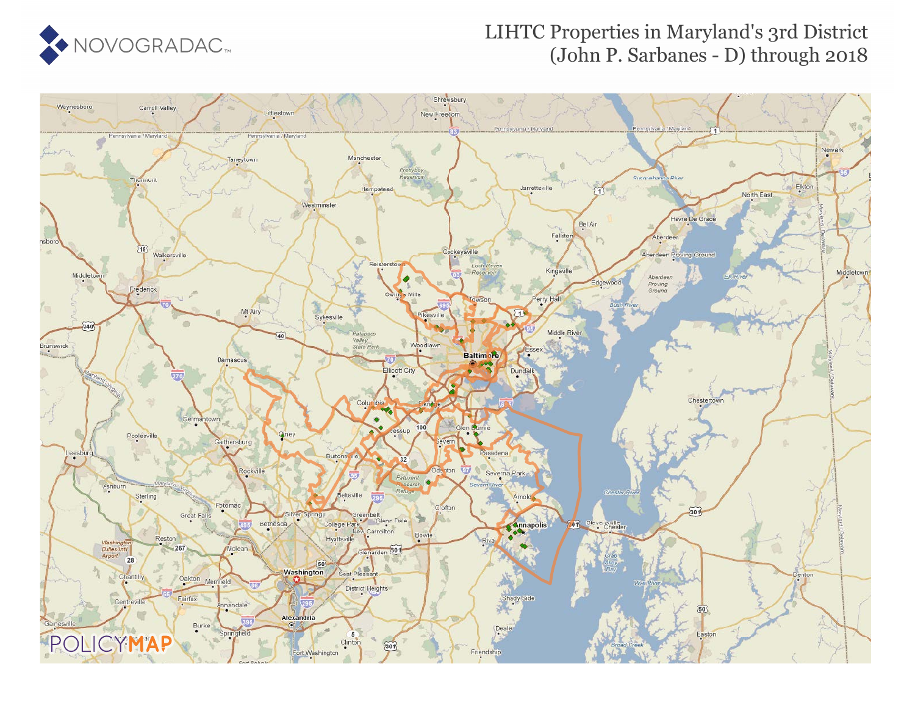NOVOGRADAC

# LIHTC Properties in Maryland's 3rd District (John P. Sarbanes - D) through 2018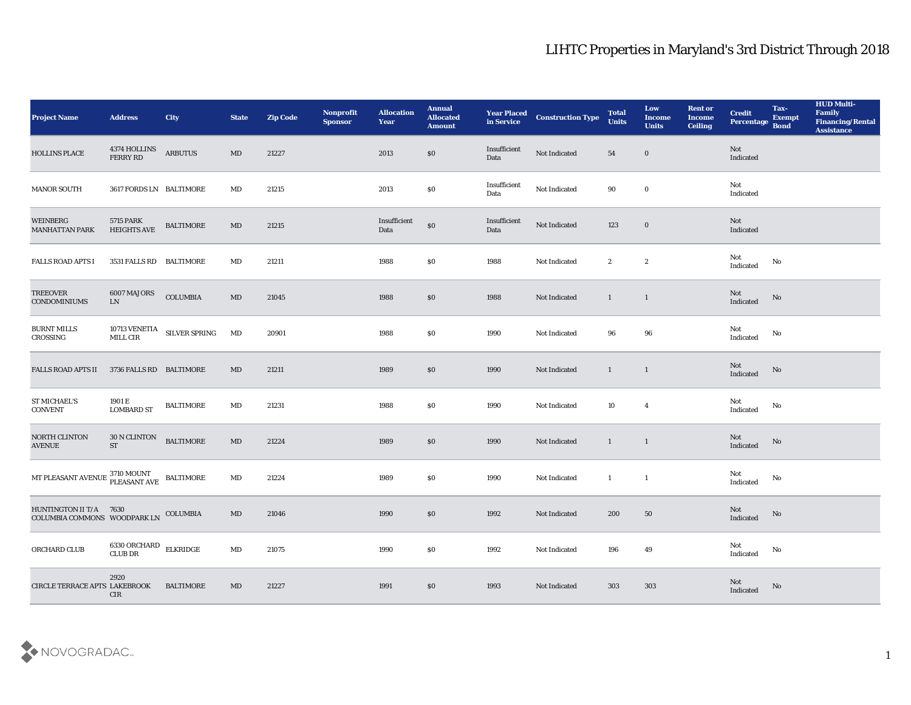# LIHTC Properties in Maryland's 3rd District Through 2018

| Project Name | Address | City | State | Zip Code | Nonprofit Sponsor | Allocation Year | Annual Allocated Amount | Year Placed in Service | Construction Type | Total Units | Low Income Units | Rent or Income Ceiling | Credit Percentage | Tax-Exempt Bond | HUD Multi-Family Financing/Rental Assistance |
|---|---|---|---|---|---|---|---|---|---|---|---|---|---|---|---|
| HOLLINS PLACE | 4374 HOLLINS FERRY RD | ARBUTUS | MD | 21227 | | 2013 | $0 | Insufficient Data | Not Indicated | 54 | 0 | | Not Indicated | | |
| MANOR SOUTH | 3617 FORDS LN | BALTIMORE | MD | 21215 | | 2013 | $0 | Insufficient Data | Not Indicated | 90 | 0 | | Not Indicated | | |
| WEINBERG MANHATTAN PARK | 5715 PARK HEIGHTS AVE | BALTIMORE | MD | 21215 | | Insufficient Data | $0 | Insufficient Data | Not Indicated | 123 | 0 | | Not Indicated | | |
| FALLS ROAD APTS I | 3531 FALLS RD | BALTIMORE | MD | 21211 | | 1988 | $0 | 1988 | Not Indicated | 2 | 2 | | Not Indicated | No | |
| TREEOVER CONDOMINIUMS | 6007 MAJORS LN | COLUMBIA | MD | 21045 | | 1988 | $0 | 1988 | Not Indicated | 1 | 1 | | Not Indicated | No | |
| BURNT MILLS CROSSING | 10713 VENETIA MILL CIR | SILVER SPRING | MD | 20901 | | 1988 | $0 | 1990 | Not Indicated | 96 | 96 | | Not Indicated | No | |
| FALLS ROAD APTS II | 3736 FALLS RD | BALTIMORE | MD | 21211 | | 1989 | $0 | 1990 | Not Indicated | 1 | 1 | | Not Indicated | No | |
| ST MICHAEL'S CONVENT | 1901 E LOMBARD ST | BALTIMORE | MD | 21231 | | 1988 | $0 | 1990 | Not Indicated | 10 | 4 | | Not Indicated | No | |
| NORTH CLINTON AVENUE | 30 N CLINTON ST | BALTIMORE | MD | 21224 | | 1989 | $0 | 1990 | Not Indicated | 1 | 1 | | Not Indicated | No | |
| MT PLEASANT AVENUE | 3710 MOUNT PLEASANT AVE | BALTIMORE | MD | 21224 | | 1989 | $0 | 1990 | Not Indicated | 1 | 1 | | Not Indicated | No | |
| HUNTINGTON II T/A COLUMBIA COMMONS | 7630 WOODPARK LN | COLUMBIA | MD | 21046 | | 1990 | $0 | 1992 | Not Indicated | 200 | 50 | | Not Indicated | No | |
| ORCHARD CLUB | 6330 ORCHARD CLUB DR | ELKRIDGE | MD | 21075 | | 1990 | $0 | 1992 | Not Indicated | 196 | 49 | | Not Indicated | No | |
| CIRCLE TERRACE APTS | 2920 LAKEBROOK CIR | BALTIMORE | MD | 21227 | | 1991 | $0 | 1993 | Not Indicated | 303 | 303 | | Not Indicated | No | |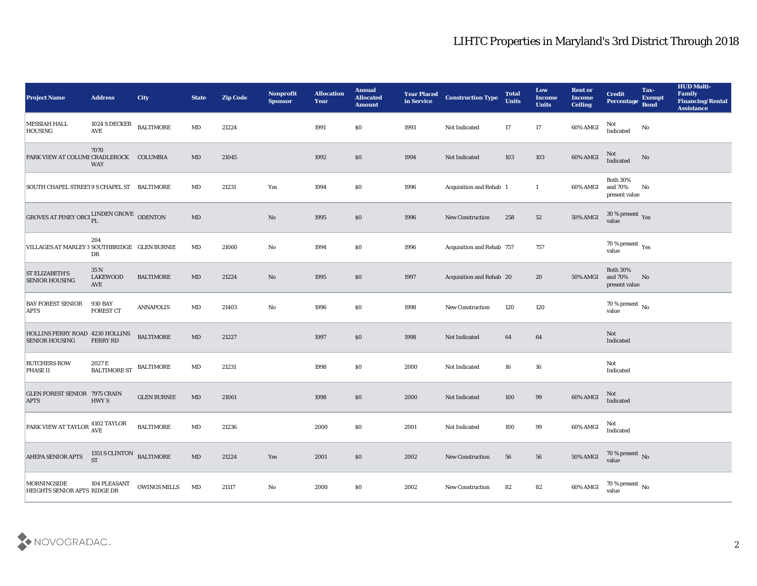# LIHTC Properties in Maryland's 3rd District Through 2018

| Project Name | Address | City | State | Zip Code | Nonprofit Sponsor | Allocation Year | Annual Allocated Amount | Year Placed in Service | Construction Type | Total Units | Low Income Units | Rent or Income Ceiling | Credit Percentage | Tax-Exempt Bond | HUD Multi-Family Financing/Rental Assistance |
|---|---|---|---|---|---|---|---|---|---|---|---|---|---|---|---|
| MESSIAH HALL HOUSING | 1024 S DECKER AVE | BALTIMORE | MD | 21224 | | 1991 | $0 | 1993 | Not Indicated | 17 | 17 | 60% AMGI | Not Indicated | No | |
| PARK VIEW AT COLUMI | 7070 CRADLEROCK WAY | COLUMBIA | MD | 21045 | | 1992 | $0 | 1994 | Not Indicated | 103 | 103 | 60% AMGI | Not Indicated | No | |
| SOUTH CHAPEL STREET | 9 S CHAPEL ST | BALTIMORE | MD | 21231 | Yes | 1994 | $0 | 1996 | Acquisition and Rehab | 1 | 1 | 60% AMGI | Both 30% and 70% present value | No | |
| GROVES AT PINEY ORCI | LINDEN GROVE PL | ODENTON | MD | | No | 1995 | $0 | 1996 | New Construction | 258 | 52 | 50% AMGI | 30 % present value | Yes | |
| VILLAGES AT MARLEY S | 204 SOUTHBRIDGE DR | GLEN BURNIE | MD | 21060 | No | 1994 | $0 | 1996 | Acquisition and Rehab | 757 | 757 | | 70 % present value | Yes | |
| ST ELIZABETH'S SENIOR HOUSING | 35 N LAKEWOOD AVE | BALTIMORE | MD | 21224 | No | 1995 | $0 | 1997 | Acquisition and Rehab | 20 | 20 | 50% AMGI | Both 30% and 70% present value | No | |
| BAY FOREST SENIOR APTS | 930 BAY FOREST CT | ANNAPOLIS | MD | 21403 | No | 1996 | $0 | 1998 | New Construction | 120 | 120 | | 70 % present value | No | |
| HOLLINS FERRY ROAD SENIOR HOUSING | 4230 HOLLINS FERRY RD | BALTIMORE | MD | 21227 | | 1997 | $0 | 1998 | Not Indicated | 64 | 64 | | Not Indicated | | |
| BUTCHERS ROW PHASE II | 2027 E BALTIMORE ST | BALTIMORE | MD | 21231 | | 1998 | $0 | 2000 | Not Indicated | 16 | 16 | | Not Indicated | | |
| GLEN FOREST SENIOR APTS | 7975 CRAIN HWY S | GLEN BURNIE | MD | 21061 | | 1998 | $0 | 2000 | Not Indicated | 100 | 99 | 60% AMGI | Not Indicated | | |
| PARK VIEW AT TAYLOR | 4102 TAYLOR AVE | BALTIMORE | MD | 21236 | | 2000 | $0 | 2001 | Not Indicated | 100 | 99 | 60% AMGI | Not Indicated | | |
| AHEPA SENIOR APTS | 1351 S CLINTON ST | BALTIMORE | MD | 21224 | Yes | 2001 | $0 | 2002 | New Construction | 56 | 56 | 50% AMGI | 70 % present value | No | |
| MORNINGSIDE HEIGHTS SENIOR APTS | 104 PLEASANT RIDGE DR | OWINGS MILLS | MD | 21117 | No | 2000 | $0 | 2002 | New Construction | 82 | 82 | 60% AMGI | 70 % present value | No | |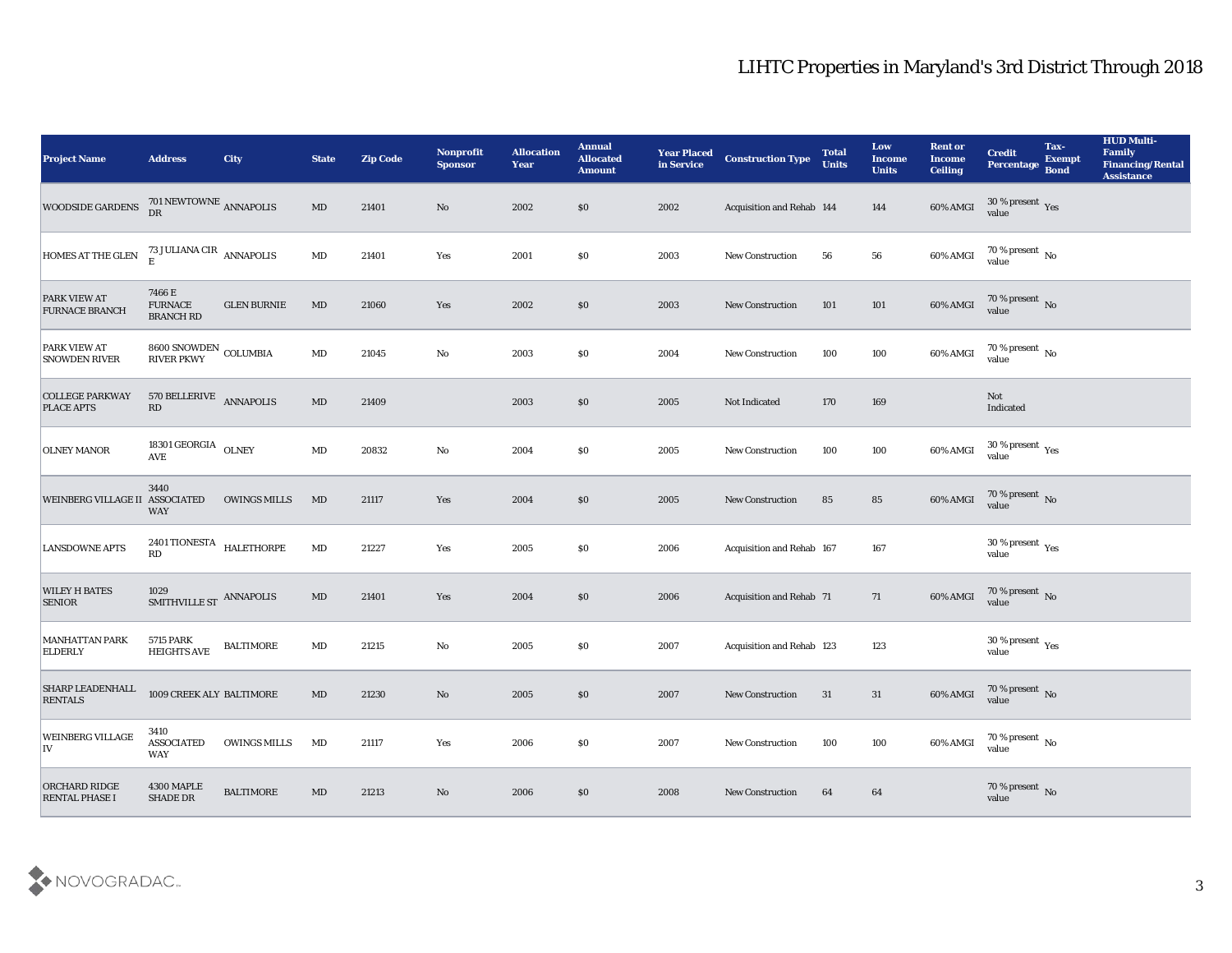# LIHTC Properties in Maryland's 3rd District Through 2018

| Project Name | Address | City | State | Zip Code | Nonprofit Sponsor | Allocation Year | Annual Allocated Amount | Year Placed in Service | Construction Type | Total Units | Low Income Units | Rent or Income Ceiling | Credit Percentage | Tax-Exempt Bond | HUD Multi-Family Financing/Rental Assistance |
|---|---|---|---|---|---|---|---|---|---|---|---|---|---|---|---|
| WOODSIDE GARDENS | 701 NEWTOWNE DR | ANNAPOLIS | MD | 21401 | No | 2002 | $0 | 2002 | Acquisition and Rehab | 144 | 144 | 60% AMGI | 30 % present value | Yes | |
| HOMES AT THE GLEN | 73 JULIANA CIR E | ANNAPOLIS | MD | 21401 | Yes | 2001 | $0 | 2003 | New Construction | 56 | 56 | 60% AMGI | 70 % present value | No | |
| PARK VIEW AT FURNACE BRANCH | 7466 E FURNACE BRANCH RD | GLEN BURNIE | MD | 21060 | Yes | 2002 | $0 | 2003 | New Construction | 101 | 101 | 60% AMGI | 70 % present value | No | |
| PARK VIEW AT SNOWDEN RIVER | 8600 SNOWDEN RIVER PKWY | COLUMBIA | MD | 21045 | No | 2003 | $0 | 2004 | New Construction | 100 | 100 | 60% AMGI | 70 % present value | No | |
| COLLEGE PARKWAY PLACE APTS | 570 BELLERIVE RD | ANNAPOLIS | MD | 21409 | | 2003 | $0 | 2005 | Not Indicated | 170 | 169 | | Not Indicated | | |
| OLNEY MANOR | 18301 GEORGIA AVE | OLNEY | MD | 20832 | No | 2004 | $0 | 2005 | New Construction | 100 | 100 | 60% AMGI | 30 % present value | Yes | |
| WEINBERG VILLAGE II | 3440 ASSOCIATED WAY | OWINGS MILLS | MD | 21117 | Yes | 2004 | $0 | 2005 | New Construction | 85 | 85 | 60% AMGI | 70 % present value | No | |
| LANSDOWNE APTS | 2401 TIONESTA RD | HALETHORPE | MD | 21227 | Yes | 2005 | $0 | 2006 | Acquisition and Rehab | 167 | 167 | | 30 % present value | Yes | |
| WILEY H BATES SENIOR | 1029 SMITHVILLE ST | ANNAPOLIS | MD | 21401 | Yes | 2004 | $0 | 2006 | Acquisition and Rehab | 71 | 71 | 60% AMGI | 70 % present value | No | |
| MANHATTAN PARK ELDERLY | 5715 PARK HEIGHTS AVE | BALTIMORE | MD | 21215 | No | 2005 | $0 | 2007 | Acquisition and Rehab | 123 | 123 | | 30 % present value | Yes | |
| SHARP LEADENHALL RENTALS | 1009 CREEK ALY | BALTIMORE | MD | 21230 | No | 2005 | $0 | 2007 | New Construction | 31 | 31 | 60% AMGI | 70 % present value | No | |
| WEINBERG VILLAGE IV | 3410 ASSOCIATED WAY | OWINGS MILLS | MD | 21117 | Yes | 2006 | $0 | 2007 | New Construction | 100 | 100 | 60% AMGI | 70 % present value | No | |
| ORCHARD RIDGE RENTAL PHASE I | 4300 MAPLE SHADE DR | BALTIMORE | MD | 21213 | No | 2006 | $0 | 2008 | New Construction | 64 | 64 | | 70 % present value | No | |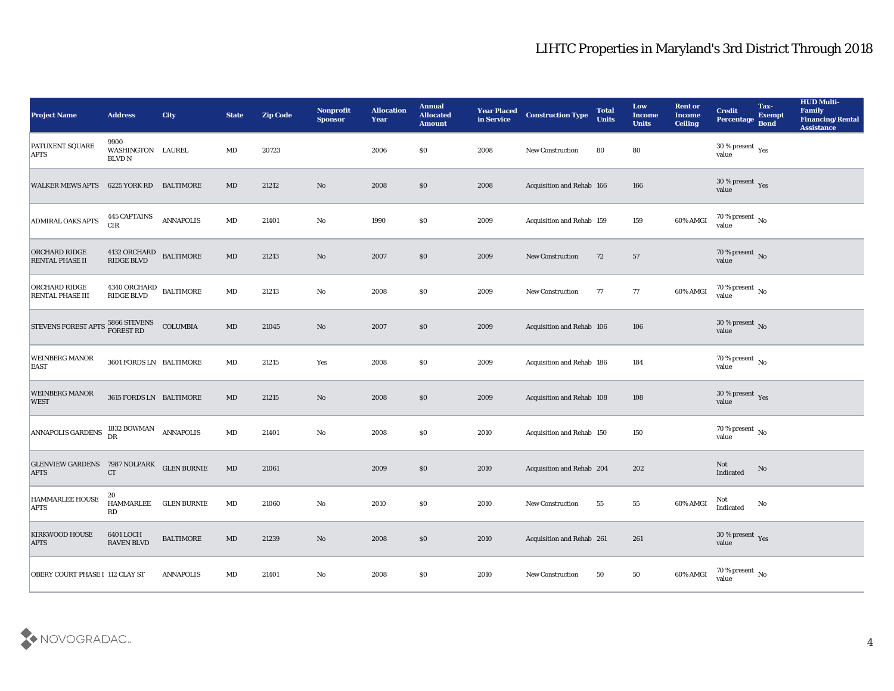# LIHTC Properties in Maryland's 3rd District Through 2018

| Project Name | Address | City | State | Zip Code | Nonprofit Sponsor | Allocation Year | Annual Allocated Amount | Year Placed in Service | Construction Type | Total Units | Low Income Units | Rent or Income Ceiling | Credit Percentage | Tax-Exempt Bond | HUD Multi-Family Financing/Rental Assistance |
|---|---|---|---|---|---|---|---|---|---|---|---|---|---|---|---|
| PATUXENT SQUARE APTS | 9900 WASHINGTON BLVD N | LAUREL | MD | 20723 | | 2006 | $0 | 2008 | New Construction | 80 | 80 | | 30 % present value | Yes | |
| WALKER MEWS APTS | 6225 YORK RD | BALTIMORE | MD | 21212 | No | 2008 | $0 | 2008 | Acquisition and Rehab | 166 | 166 | | 30 % present value | Yes | |
| ADMIRAL OAKS APTS | 445 CAPTAINS CIR | ANNAPOLIS | MD | 21401 | No | 1990 | $0 | 2009 | Acquisition and Rehab | 159 | 159 | 60% AMGI | 70 % present value | No | |
| ORCHARD RIDGE RENTAL PHASE II | 4132 ORCHARD RIDGE BLVD | BALTIMORE | MD | 21213 | No | 2007 | $0 | 2009 | New Construction | 72 | 57 | | 70 % present value | No | |
| ORCHARD RIDGE RENTAL PHASE III | 4340 ORCHARD RIDGE BLVD | BALTIMORE | MD | 21213 | No | 2008 | $0 | 2009 | New Construction | 77 | 77 | 60% AMGI | 70 % present value | No | |
| STEVENS FOREST APTS | 5866 STEVENS FOREST RD | COLUMBIA | MD | 21045 | No | 2007 | $0 | 2009 | Acquisition and Rehab | 106 | 106 | | 30 % present value | No | |
| WEINBERG MANOR EAST | 3601 FORDS LN | BALTIMORE | MD | 21215 | Yes | 2008 | $0 | 2009 | Acquisition and Rehab | 186 | 184 | | 70 % present value | No | |
| WEINBERG MANOR WEST | 3615 FORDS LN | BALTIMORE | MD | 21215 | No | 2008 | $0 | 2009 | Acquisition and Rehab | 108 | 108 | | 30 % present value | Yes | |
| ANNAPOLIS GARDENS | 1832 BOWMAN DR | ANNAPOLIS | MD | 21401 | No | 2008 | $0 | 2010 | Acquisition and Rehab | 150 | 150 | | 70 % present value | No | |
| GLENVIEW GARDENS APTS | 7987 NOLPARK CT | GLEN BURNIE | MD | 21061 | | 2009 | $0 | 2010 | Acquisition and Rehab | 204 | 202 | | Not Indicated | No | |
| HAMMARLEE HOUSE APTS | 20 HAMMARLEE RD | GLEN BURNIE | MD | 21060 | No | 2010 | $0 | 2010 | New Construction | 55 | 55 | 60% AMGI | Not Indicated | No | |
| KIRKWOOD HOUSE APTS | 6401 LOCH RAVEN BLVD | BALTIMORE | MD | 21239 | No | 2008 | $0 | 2010 | Acquisition and Rehab | 261 | 261 | | 30 % present value | Yes | |
| OBERY COURT PHASE I | 112 CLAY ST | ANNAPOLIS | MD | 21401 | No | 2008 | $0 | 2010 | New Construction | 50 | 50 | 60% AMGI | 70 % present value | No | |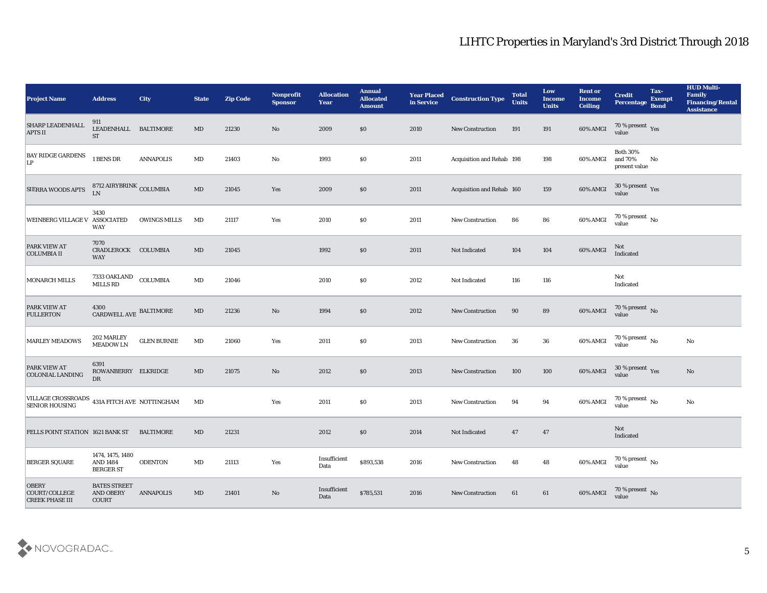# LIHTC Properties in Maryland's 3rd District Through 2018

| Project Name | Address | City | State | Zip Code | Nonprofit Sponsor | Allocation Year | Annual Allocated Amount | Year Placed in Service | Construction Type | Total Units | Low Income Units | Rent or Income Ceiling | Credit Percentage | Tax-Exempt Bond | HUD Multi-Family Financing/Rental Assistance |
|---|---|---|---|---|---|---|---|---|---|---|---|---|---|---|---|
| SHARP LEADENHALL APTS II | 911 LEADENHALL ST | BALTIMORE | MD | 21230 | No | 2009 | $0 | 2010 | New Construction | 191 | 191 | 60% AMGI | 70 % present value | Yes | |
| BAY RIDGE GARDENS LP | 1 BENS DR | ANNAPOLIS | MD | 21403 | No | 1993 | $0 | 2011 | Acquisition and Rehab | 198 | 198 | 60% AMGI | Both 30% and 70% present value | No | |
| SIERRA WOODS APTS | 8712 AIRYBRINK LN | COLUMBIA | MD | 21045 | Yes | 2009 | $0 | 2011 | Acquisition and Rehab | 160 | 159 | 60% AMGI | 30 % present value | Yes | |
| WEINBERG VILLAGE V | 3430 ASSOCIATED WAY | OWINGS MILLS | MD | 21117 | Yes | 2010 | $0 | 2011 | New Construction | 86 | 86 | 60% AMGI | 70 % present value | No | |
| PARK VIEW AT COLUMBIA II | 7070 CRADLEROCK WAY | COLUMBIA | MD | 21045 | | 1992 | $0 | 2011 | Not Indicated | 104 | 104 | 60% AMGI | Not Indicated | | |
| MONARCH MILLS | 7333 OAKLAND MILLS RD | COLUMBIA | MD | 21046 | | 2010 | $0 | 2012 | Not Indicated | 116 | 116 | | Not Indicated | | |
| PARK VIEW AT FULLERTON | 4300 CARDWELL AVE | BALTIMORE | MD | 21236 | No | 1994 | $0 | 2012 | New Construction | 90 | 89 | 60% AMGI | 70 % present value | No | |
| MARLEY MEADOWS | 202 MARLEY MEADOW LN | GLEN BURNIE | MD | 21060 | Yes | 2011 | $0 | 2013 | New Construction | 36 | 36 | 60% AMGI | 70 % present value | No | No |
| PARK VIEW AT COLONIAL LANDING | 6391 ROWANBERRY DR | ELKRIDGE | MD | 21075 | No | 2012 | $0 | 2013 | New Construction | 100 | 100 | 60% AMGI | 30 % present value | Yes | No |
| VILLAGE CROSSROADS SENIOR HOUSING | 431A FITCH AVE | NOTTINGHAM | MD | | Yes | 2011 | $0 | 2013 | New Construction | 94 | 94 | 60% AMGI | 70 % present value | No | No |
| FELLS POINT STATION | 1621 BANK ST | BALTIMORE | MD | 21231 | | 2012 | $0 | 2014 | Not Indicated | 47 | 47 | | Not Indicated | | |
| BERGER SQUARE | 1474, 1475, 1480 AND 1484 BERGER ST | ODENTON | MD | 21113 | Yes | Insufficient Data | $893,538 | 2016 | New Construction | 48 | 48 | 60% AMGI | 70 % present value | No | |
| OBERY COURT/COLLEGE CREEK PHASE III | BATES STREET AND OBERY COURT | ANNAPOLIS | MD | 21401 | No | Insufficient Data | $785,531 | 2016 | New Construction | 61 | 61 | 60% AMGI | 70 % present value | No | |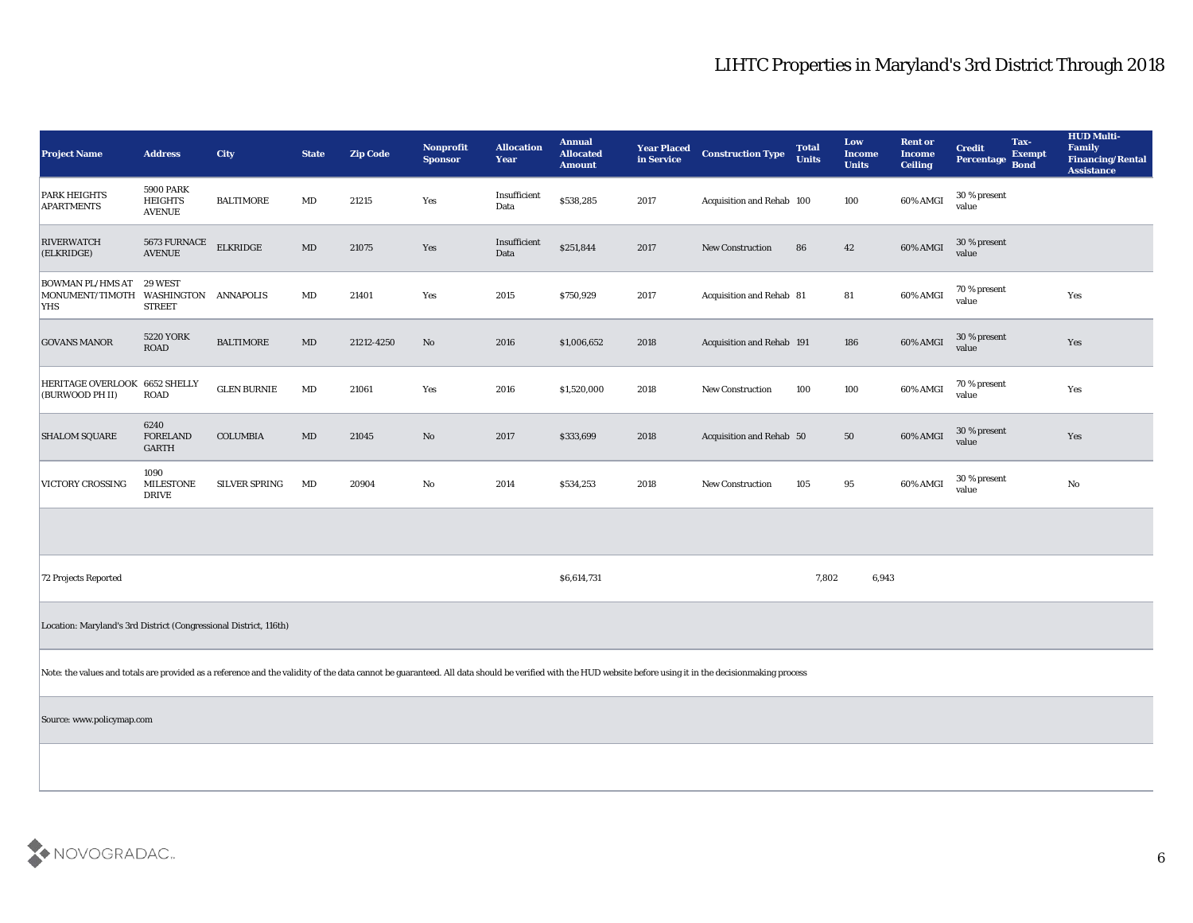# LIHTC Properties in Maryland's 3rd District Through 2018

| Project Name | Address | City | State | Zip Code | Nonprofit Sponsor | Allocation Year | Annual Allocated Amount | Year Placed in Service | Construction Type | Total Units | Low Income Units | Rent or Income Ceiling | Credit Percentage | Tax-Exempt Bond | HUD Multi-Family Financing/Rental Assistance |
|---|---|---|---|---|---|---|---|---|---|---|---|---|---|---|---|
| PARK HEIGHTS APARTMENTS | 5900 PARK HEIGHTS AVENUE | BALTIMORE | MD | 21215 | Yes | Insufficient Data | $538,285 | 2017 | Acquisition and Rehab | 100 | 100 | 60% AMGI | 30 % present value | | |
| RIVERWATCH (ELKRIDGE) | 5673 FURNACE AVENUE | ELKRIDGE | MD | 21075 | Yes | Insufficient Data | $251,844 | 2017 | New Construction | 86 | 42 | 60% AMGI | 30 % present value | | |
| BOWMAN PL/HMS AT MONUMENT/TIMOTHYHS | 29 WEST WASHINGTON STREET | ANNAPOLIS | MD | 21401 | Yes | 2015 | $750,929 | 2017 | Acquisition and Rehab | 81 | 81 | 60% AMGI | 70 % present value | | Yes |
| GOVANS MANOR | 5220 YORK ROAD | BALTIMORE | MD | 21212-4250 | No | 2016 | $1,006,652 | 2018 | Acquisition and Rehab | 191 | 186 | 60% AMGI | 30 % present value | | Yes |
| HERITAGE OVERLOOK (BURWOOD PH II) | 6652 SHELLY ROAD | GLEN BURNIE | MD | 21061 | Yes | 2016 | $1,520,000 | 2018 | New Construction | 100 | 100 | 60% AMGI | 70 % present value | | Yes |
| SHALOM SQUARE | 6240 FORELAND GARTH | COLUMBIA | MD | 21045 | No | 2017 | $333,699 | 2018 | Acquisition and Rehab | 50 | 50 | 60% AMGI | 30 % present value | | Yes |
| VICTORY CROSSING | 1090 MILESTONE DRIVE | SILVER SPRING | MD | 20904 | No | 2014 | $534,253 | 2018 | New Construction | 105 | 95 | 60% AMGI | 30 % present value | | No |
| | | | | | | | | | | | | | | | |
| 72 Projects Reported | | | | | | | $6,614,731 | | | 7,802 | 6,943 | | | | |

Location: Maryland's 3rd District (Congressional District, 116th)

Note: the values and totals are provided as a reference and the validity of the data cannot be guaranteed. All data should be verified with the HUD website before using it in the decisionmaking process

Source: www.policymap.com